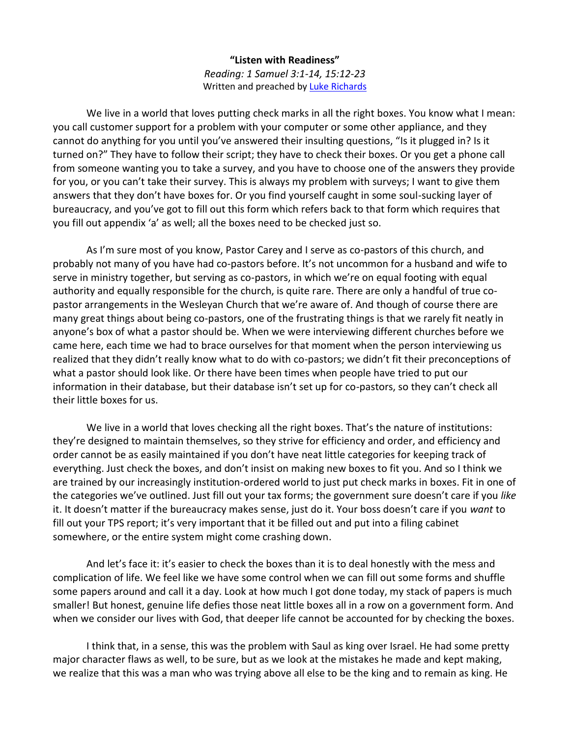**"Listen with Readiness"**

*Reading: 1 Samuel 3:1-14, 15:12-23*

Written and preached by [Luke Richards]

We live in a world that loves putting check marks in all the right boxes. You know what I mean: you call customer support for a problem with your computer or some other appliance, and they cannot do anything for you until you've answered their insulting questions, "Is it plugged in? Is it turned on?" They have to follow their script; they have to check their boxes. Or you get a phone call from someone wanting you to take a survey, and you have to choose one of the answers they provide for you, or you can't take their survey. This is always my problem with surveys; I want to give them answers that they don't have boxes for. Or you find yourself caught in some soul-sucking layer of bureaucracy, and you've got to fill out this form which refers back to that form which requires that you fill out appendix 'a' as well; all the boxes need to be checked just so.

As I'm sure most of you know, Pastor Carey and I serve as co-pastors of this church, and probably not many of you have had co-pastors before. It's not uncommon for a husband and wife to serve in ministry together, but serving as co-pastors, in which we're on equal footing with equal authority and equally responsible for the church, is quite rare. There are only a handful of true co-pastor arrangements in the Wesleyan Church that we're aware of. And though of course there are many great things about being co-pastors, one of the frustrating things is that we rarely fit neatly in anyone's box of what a pastor should be. When we were interviewing different churches before we came here, each time we had to brace ourselves for that moment when the person interviewing us realized that they didn't really know what to do with co-pastors; we didn't fit their preconceptions of what a pastor should look like. Or there have been times when people have tried to put our information in their database, but their database isn't set up for co-pastors, so they can't check all their little boxes for us.

We live in a world that loves checking all the right boxes. That's the nature of institutions: they're designed to maintain themselves, so they strive for efficiency and order, and efficiency and order cannot be as easily maintained if you don't have neat little categories for keeping track of everything. Just check the boxes, and don't insist on making new boxes to fit you. And so I think we are trained by our increasingly institution-ordered world to just put check marks in boxes. Fit in one of the categories we've outlined. Just fill out your tax forms; the government sure doesn't care if you *like* it. It doesn't matter if the bureaucracy makes sense, just do it. Your boss doesn't care if you *want* to fill out your TPS report; it's very important that it be filled out and put into a filing cabinet somewhere, or the entire system might come crashing down.

And let's face it: it's easier to check the boxes than it is to deal honestly with the mess and complication of life. We feel like we have some control when we can fill out some forms and shuffle some papers around and call it a day. Look at how much I got done today, my stack of papers is much smaller! But honest, genuine life defies those neat little boxes all in a row on a government form. And when we consider our lives with God, that deeper life cannot be accounted for by checking the boxes.

I think that, in a sense, this was the problem with Saul as king over Israel. He had some pretty major character flaws as well, to be sure, but as we look at the mistakes he made and kept making, we realize that this was a man who was trying above all else to be the king and to remain as king. He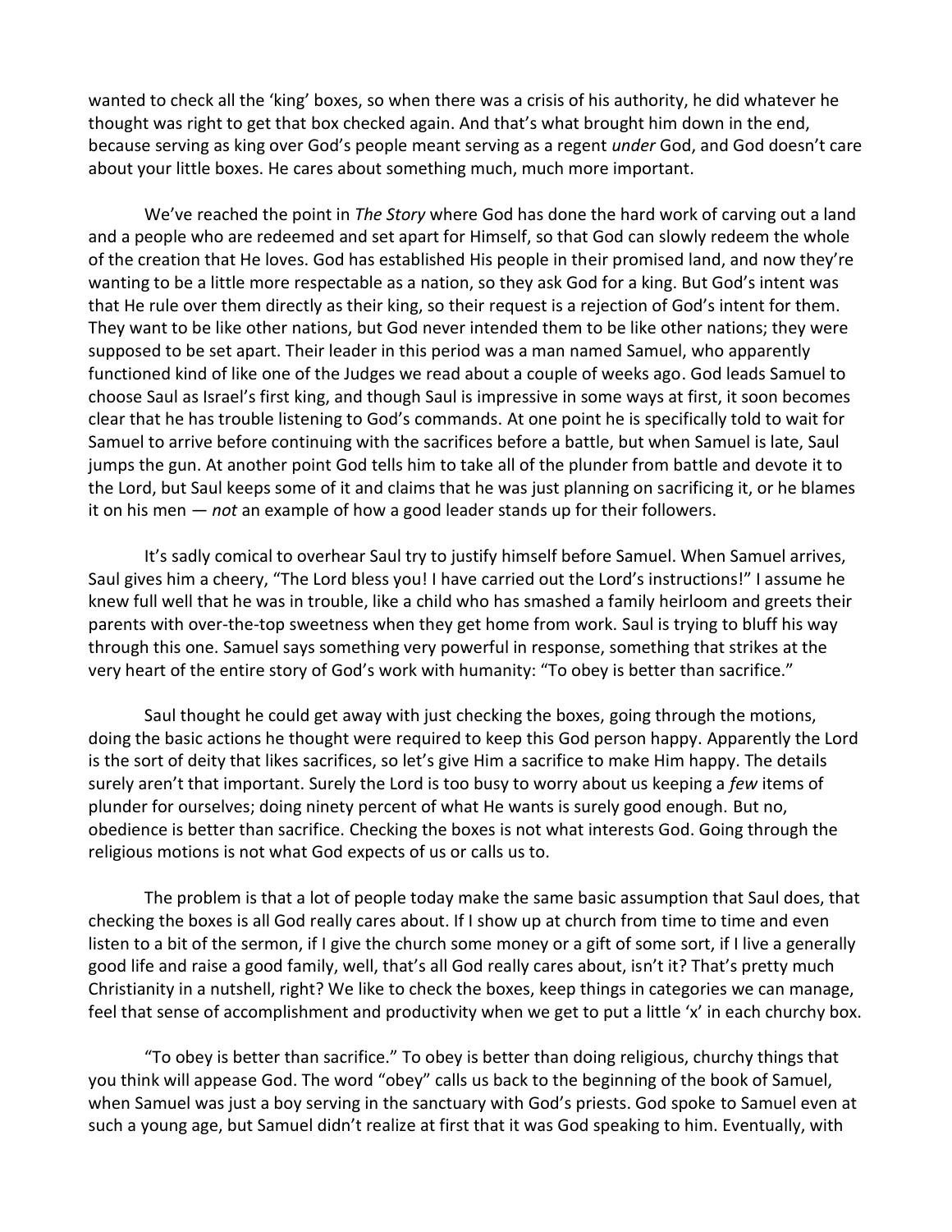wanted to check all the 'king' boxes, so when there was a crisis of his authority, he did whatever he thought was right to get that box checked again. And that's what brought him down in the end, because serving as king over God's people meant serving as a regent *under* God, and God doesn't care about your little boxes. He cares about something much, much more important.

We've reached the point in *The Story* where God has done the hard work of carving out a land and a people who are redeemed and set apart for Himself, so that God can slowly redeem the whole of the creation that He loves. God has established His people in their promised land, and now they're wanting to be a little more respectable as a nation, so they ask God for a king. But God's intent was that He rule over them directly as their king, so their request is a rejection of God's intent for them. They want to be like other nations, but God never intended them to be like other nations; they were supposed to be set apart. Their leader in this period was a man named Samuel, who apparently functioned kind of like one of the Judges we read about a couple of weeks ago. God leads Samuel to choose Saul as Israel's first king, and though Saul is impressive in some ways at first, it soon becomes clear that he has trouble listening to God's commands. At one point he is specifically told to wait for Samuel to arrive before continuing with the sacrifices before a battle, but when Samuel is late, Saul jumps the gun. At another point God tells him to take all of the plunder from battle and devote it to the Lord, but Saul keeps some of it and claims that he was just planning on sacrificing it, or he blames it on his men — *not* an example of how a good leader stands up for their followers.

It's sadly comical to overhear Saul try to justify himself before Samuel. When Samuel arrives, Saul gives him a cheery, "The Lord bless you! I have carried out the Lord's instructions!" I assume he knew full well that he was in trouble, like a child who has smashed a family heirloom and greets their parents with over-the-top sweetness when they get home from work. Saul is trying to bluff his way through this one. Samuel says something very powerful in response, something that strikes at the very heart of the entire story of God's work with humanity: "To obey is better than sacrifice."

Saul thought he could get away with just checking the boxes, going through the motions, doing the basic actions he thought were required to keep this God person happy. Apparently the Lord is the sort of deity that likes sacrifices, so let's give Him a sacrifice to make Him happy. The details surely aren't that important. Surely the Lord is too busy to worry about us keeping a *few* items of plunder for ourselves; doing ninety percent of what He wants is surely good enough. But no, obedience is better than sacrifice. Checking the boxes is not what interests God. Going through the religious motions is not what God expects of us or calls us to.

The problem is that a lot of people today make the same basic assumption that Saul does, that checking the boxes is all God really cares about. If I show up at church from time to time and even listen to a bit of the sermon, if I give the church some money or a gift of some sort, if I live a generally good life and raise a good family, well, that's all God really cares about, isn't it? That's pretty much Christianity in a nutshell, right? We like to check the boxes, keep things in categories we can manage, feel that sense of accomplishment and productivity when we get to put a little 'x' in each churchy box.

"To obey is better than sacrifice." To obey is better than doing religious, churchy things that you think will appease God. The word "obey" calls us back to the beginning of the book of Samuel, when Samuel was just a boy serving in the sanctuary with God's priests. God spoke to Samuel even at such a young age, but Samuel didn't realize at first that it was God speaking to him. Eventually, with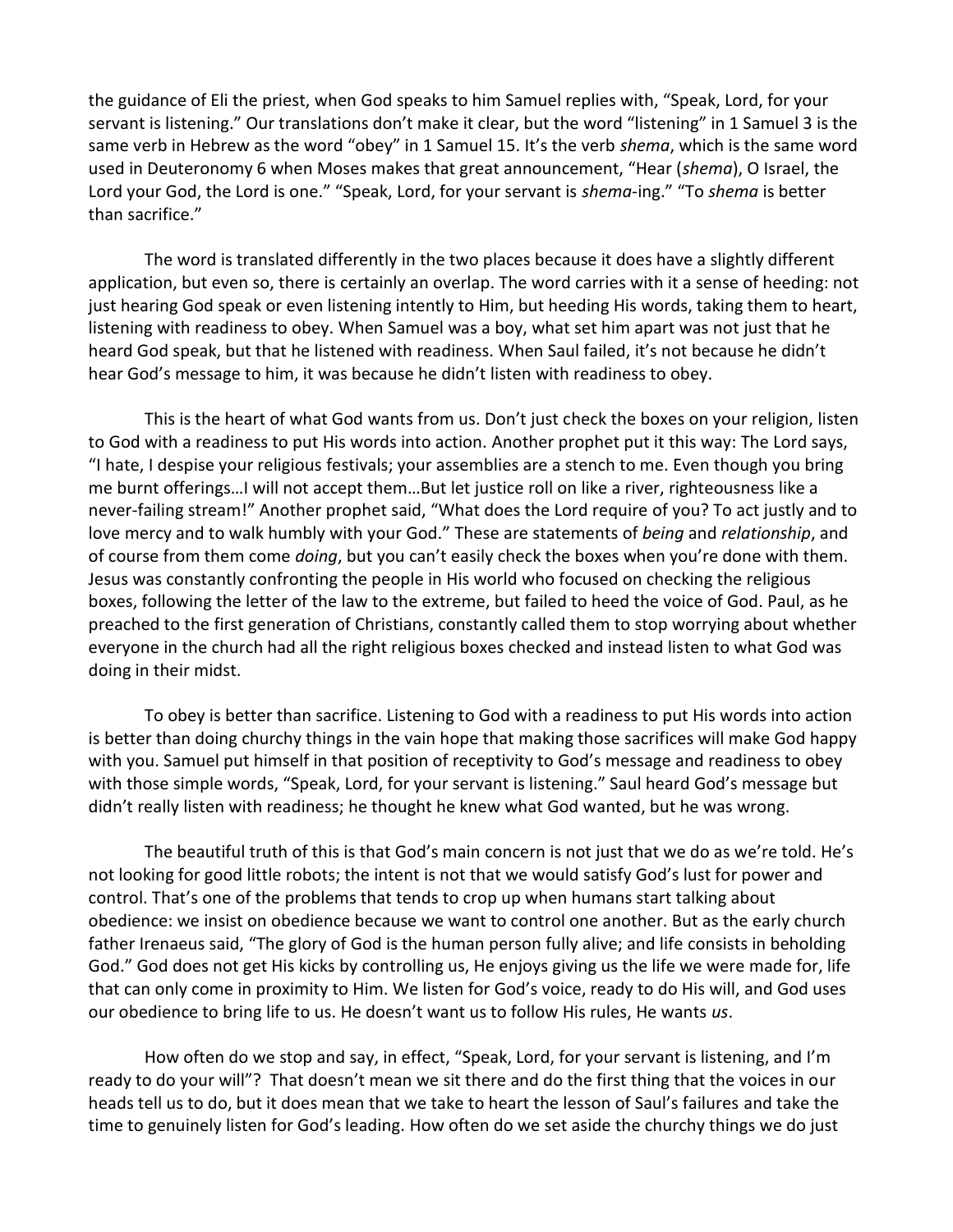the guidance of Eli the priest, when God speaks to him Samuel replies with, "Speak, Lord, for your servant is listening." Our translations don't make it clear, but the word "listening" in 1 Samuel 3 is the same verb in Hebrew as the word "obey" in 1 Samuel 15. It's the verb *shema*, which is the same word used in Deuteronomy 6 when Moses makes that great announcement, "Hear (*shema*), O Israel, the Lord your God, the Lord is one." "Speak, Lord, for your servant is *shema*-ing." "To *shema* is better than sacrifice."

The word is translated differently in the two places because it does have a slightly different application, but even so, there is certainly an overlap. The word carries with it a sense of heeding: not just hearing God speak or even listening intently to Him, but heeding His words, taking them to heart, listening with readiness to obey. When Samuel was a boy, what set him apart was not just that he heard God speak, but that he listened with readiness. When Saul failed, it's not because he didn't hear God's message to him, it was because he didn't listen with readiness to obey.

This is the heart of what God wants from us. Don't just check the boxes on your religion, listen to God with a readiness to put His words into action. Another prophet put it this way: The Lord says, "I hate, I despise your religious festivals; your assemblies are a stench to me. Even though you bring me burnt offerings…I will not accept them…But let justice roll on like a river, righteousness like a never-failing stream!" Another prophet said, "What does the Lord require of you? To act justly and to love mercy and to walk humbly with your God." These are statements of *being* and *relationship*, and of course from them come *doing*, but you can't easily check the boxes when you're done with them. Jesus was constantly confronting the people in His world who focused on checking the religious boxes, following the letter of the law to the extreme, but failed to heed the voice of God. Paul, as he preached to the first generation of Christians, constantly called them to stop worrying about whether everyone in the church had all the right religious boxes checked and instead listen to what God was doing in their midst.

To obey is better than sacrifice. Listening to God with a readiness to put His words into action is better than doing churchy things in the vain hope that making those sacrifices will make God happy with you. Samuel put himself in that position of receptivity to God's message and readiness to obey with those simple words, "Speak, Lord, for your servant is listening." Saul heard God's message but didn't really listen with readiness; he thought he knew what God wanted, but he was wrong.

The beautiful truth of this is that God's main concern is not just that we do as we're told. He's not looking for good little robots; the intent is not that we would satisfy God's lust for power and control. That's one of the problems that tends to crop up when humans start talking about obedience: we insist on obedience because we want to control one another. But as the early church father Irenaeus said, "The glory of God is the human person fully alive; and life consists in beholding God." God does not get His kicks by controlling us, He enjoys giving us the life we were made for, life that can only come in proximity to Him. We listen for God's voice, ready to do His will, and God uses our obedience to bring life to us. He doesn't want us to follow His rules, He wants *us*.

How often do we stop and say, in effect, "Speak, Lord, for your servant is listening, and I'm ready to do your will"? That doesn't mean we sit there and do the first thing that the voices in our heads tell us to do, but it does mean that we take to heart the lesson of Saul's failures and take the time to genuinely listen for God's leading. How often do we set aside the churchy things we do just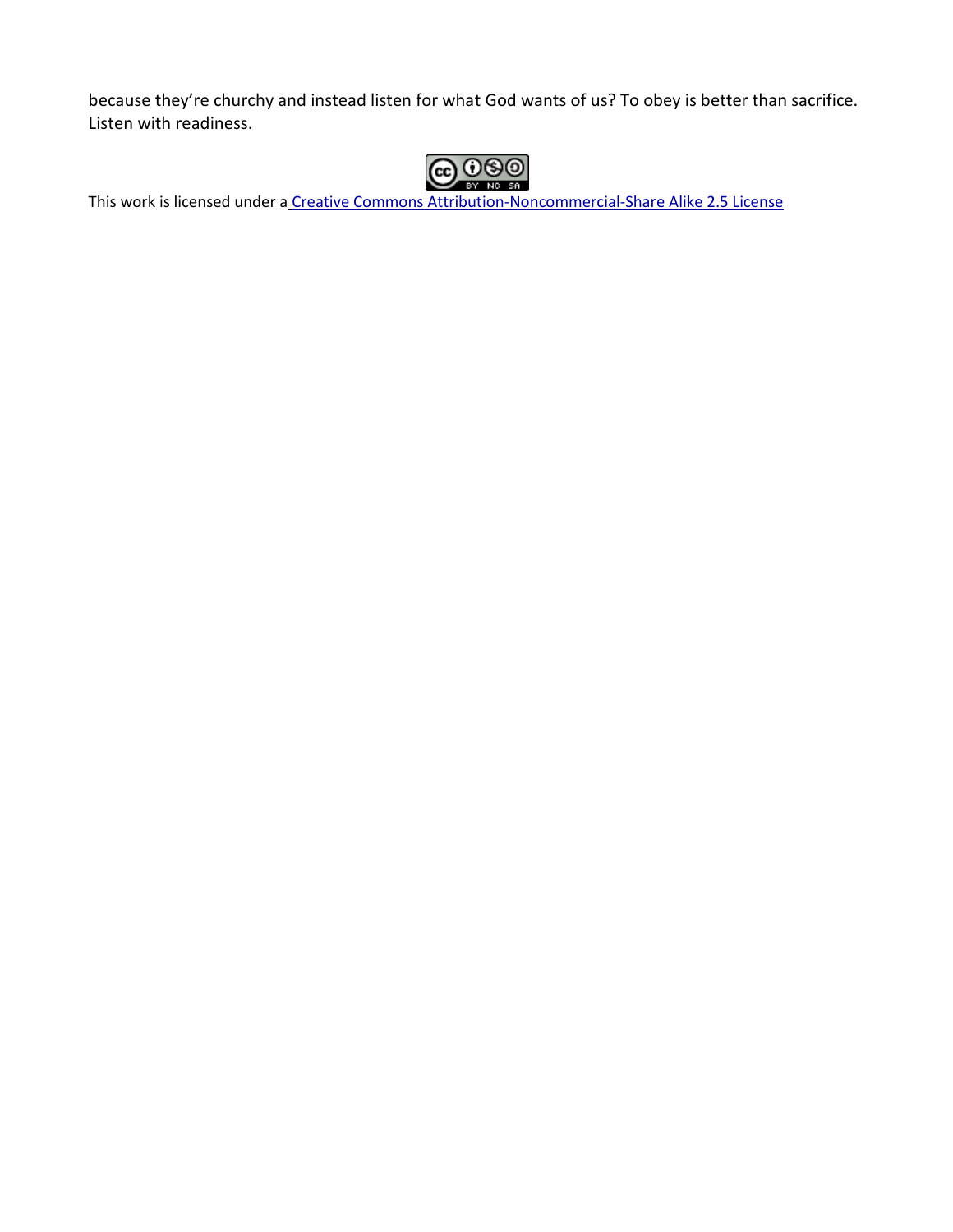because they're churchy and instead listen for what God wants of us? To obey is better than sacrifice. Listen with readiness.

This work is licensed under a Creative Commons Attribution-Noncommercial-Share Alike 2.5 License